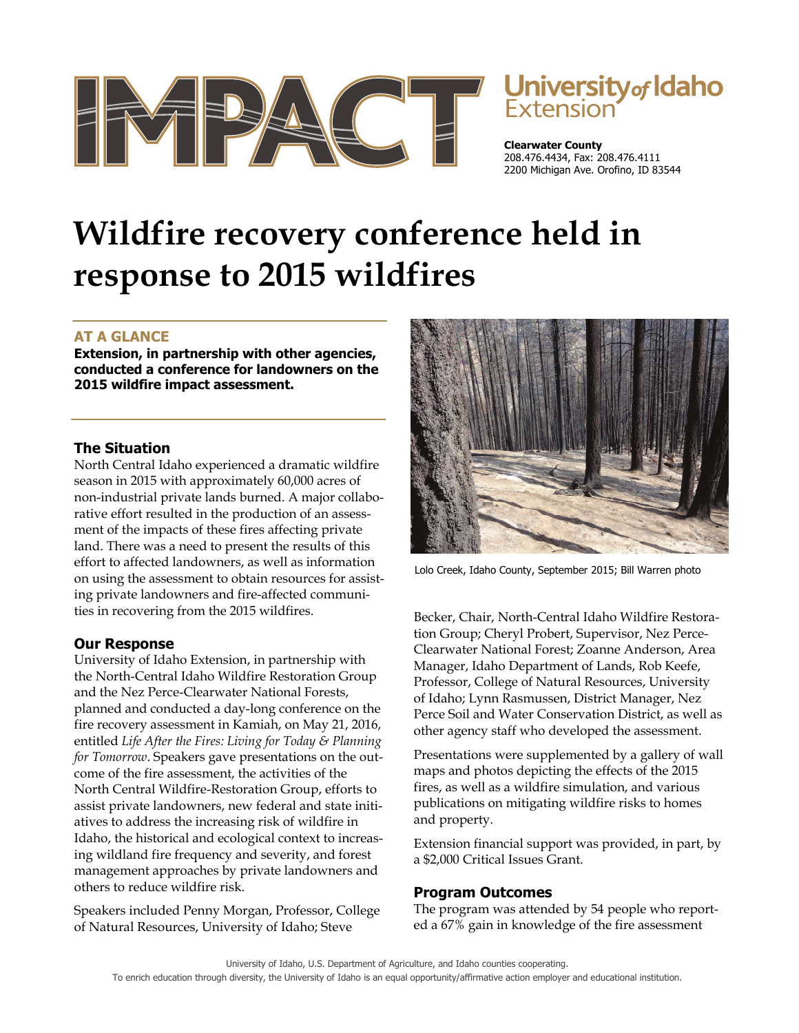**Clearwater County**
208.476.4434, Fax: 208.476.4111
2200 Michigan Ave. Orofino, ID 83544

# Wildfire recovery conference held in response to 2015 wildfires

## AT A GLANCE

**Extension, in partnership with other agencies, conducted a conference for landowners on the 2015 wildfire impact assessment.**

## The Situation

North Central Idaho experienced a dramatic wildfire season in 2015 with approximately 60,000 acres of non-industrial private lands burned. A major collaborative effort resulted in the production of an assessment of the impacts of these fires affecting private land. There was a need to present the results of this effort to affected landowners, as well as information on using the assessment to obtain resources for assisting private landowners and fire-affected communities in recovering from the 2015 wildfires.

## Our Response

University of Idaho Extension, in partnership with the North-Central Idaho Wildfire Restoration Group and the Nez Perce-Clearwater National Forests, planned and conducted a day-long conference on the fire recovery assessment in Kamiah, on May 21, 2016, entitled *Life After the Fires: Living for Today & Planning for Tomorrow*. Speakers gave presentations on the outcome of the fire assessment, the activities of the North Central Wildfire-Restoration Group, efforts to assist private landowners, new federal and state initiatives to address the increasing risk of wildfire in Idaho, the historical and ecological context to increasing wildland fire frequency and severity, and forest management approaches by private landowners and others to reduce wildfire risk.

Speakers included Penny Morgan, Professor, College of Natural Resources, University of Idaho; Steve Becker, Chair, North-Central Idaho Wildfire Restoration Group; Cheryl Probert, Supervisor, Nez Perce-Clearwater National Forest; Zoanne Anderson, Area Manager, Idaho Department of Lands, Rob Keefe, Professor, College of Natural Resources, University of Idaho; Lynn Rasmussen, District Manager, Nez Perce Soil and Water Conservation District, as well as other agency staff who developed the assessment.

Lolo Creek, Idaho County, September 2015; Bill Warren photo

Presentations were supplemented by a gallery of wall maps and photos depicting the effects of the 2015 fires, as well as a wildfire simulation, and various publications on mitigating wildfire risks to homes and property.

Extension financial support was provided, in part, by a $2,000 Critical Issues Grant.

## Program Outcomes

The program was attended by 54 people who reported a 67% gain in knowledge of the fire assessment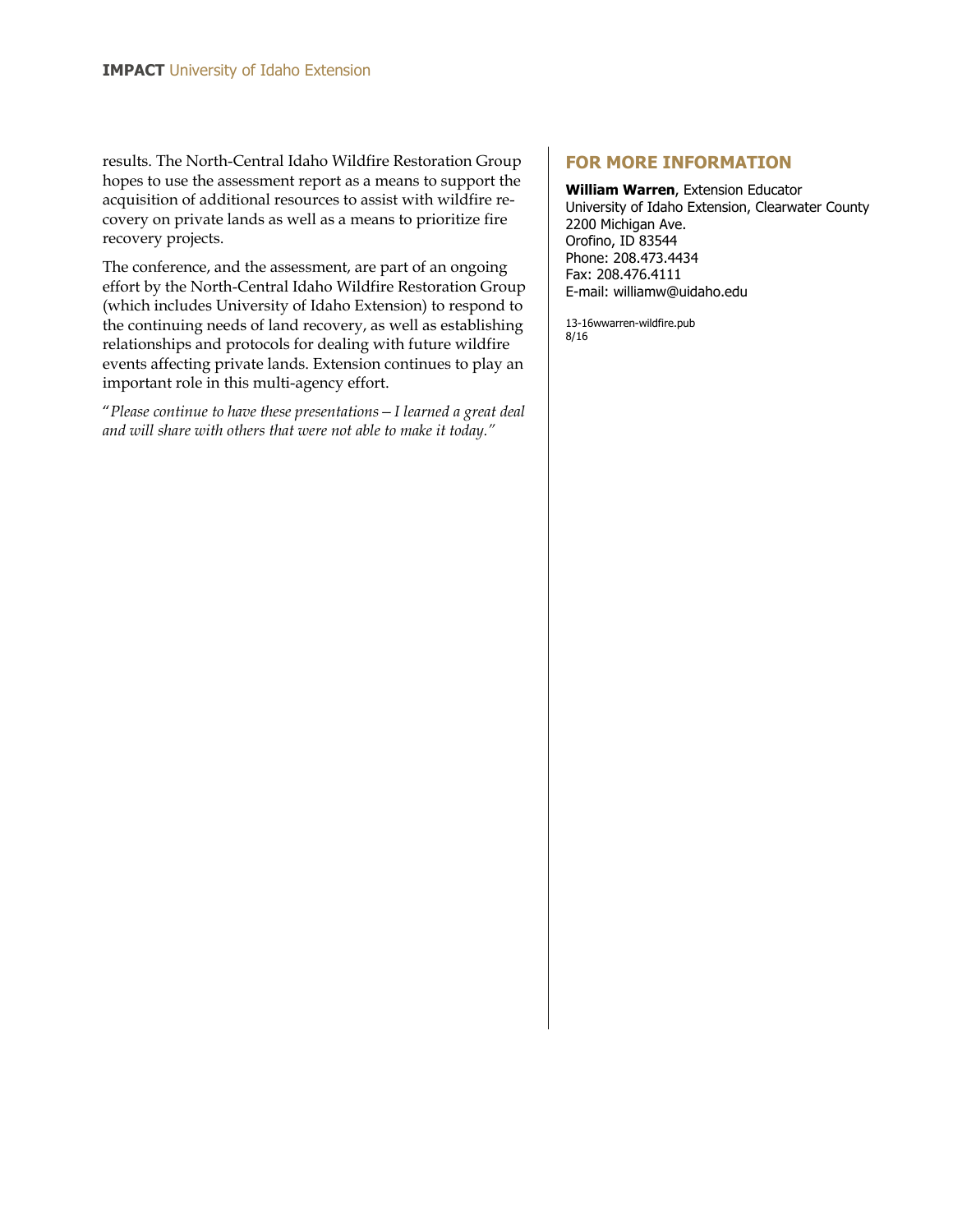results. The North-Central Idaho Wildfire Restoration Group hopes to use the assessment report as a means to support the acquisition of additional resources to assist with wildfire recovery on private lands as well as a means to prioritize fire recovery projects.

The conference, and the assessment, are part of an ongoing effort by the North-Central Idaho Wildfire Restoration Group (which includes University of Idaho Extension) to respond to the continuing needs of land recovery, as well as establishing relationships and protocols for dealing with future wildfire events affecting private lands. Extension continues to play an important role in this multi-agency effort.

"*Please continue to have these presentations—I learned a great deal and will share with others that were not able to make it today.*"

## FOR MORE INFORMATION

**William Warren**, Extension Educator
University of Idaho Extension, Clearwater County
2200 Michigan Ave.
Orofino, ID 83544
Phone: 208.473.4434
Fax: 208.476.4111
E-mail: williamw@uidaho.edu

13-16wwarren-wildfire.pub
8/16